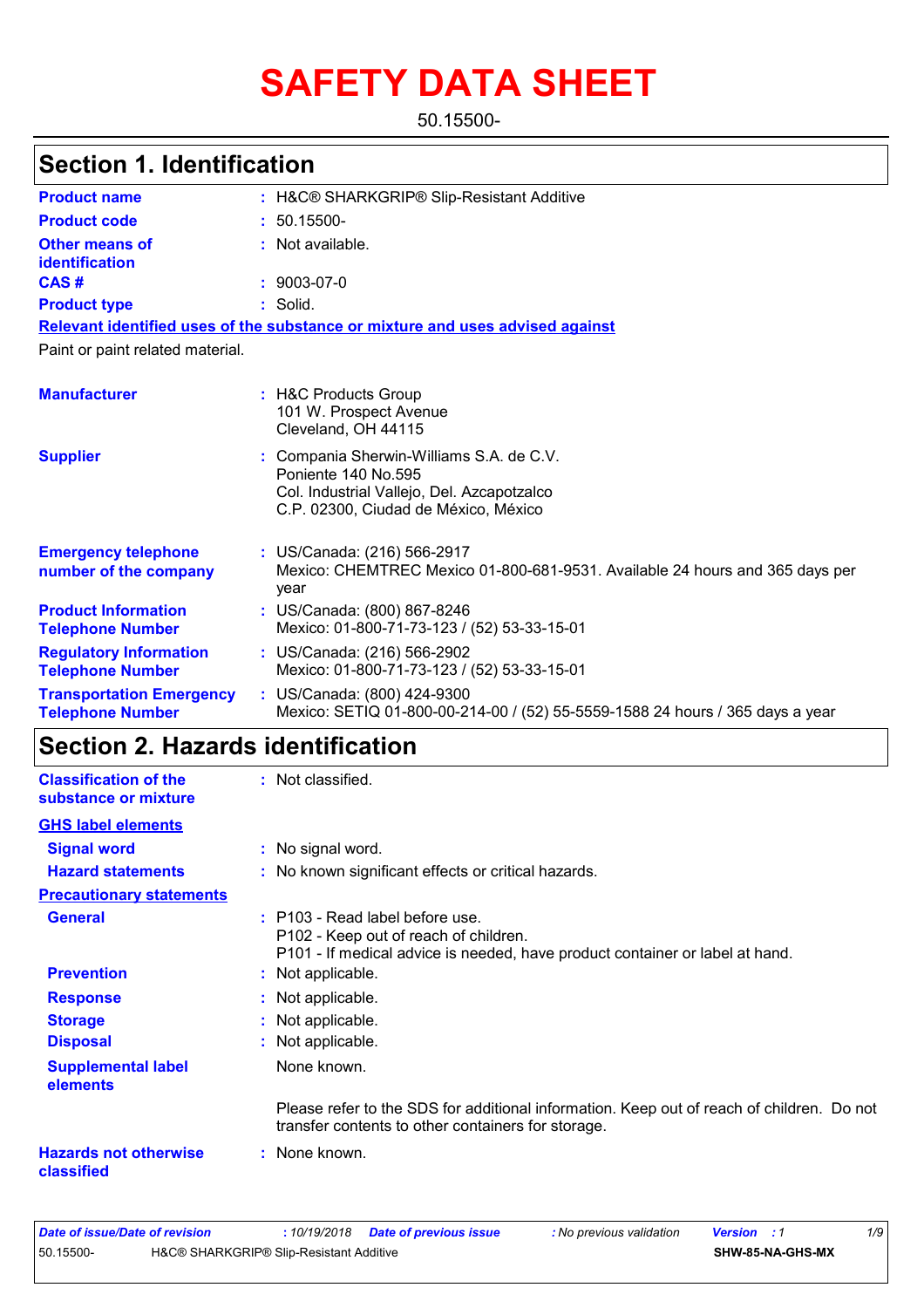# SAFETY DATA SHEET

50.15500-

## Section 1. Identification

| | |
|---|---|
| **Product name** | : H&C® SHARKGRIP® Slip-Resistant Additive |
| **Product code** | : 50.15500- |
| **Other means of identification** | : Not available. |
| **CAS #** | : 9003-07-0 |
| **Product type** | : Solid. |

**Relevant identified uses of the substance or mixture and uses advised against**

Paint or paint related material.

| | |
|---|---|
| **Manufacturer** | : H&C Products Group<br>101 W. Prospect Avenue<br>Cleveland, OH 44115 |
| **Supplier** | : Compania Sherwin-Williams S.A. de C.V.<br>Poniente 140 No.595<br>Col. Industrial Vallejo, Del. Azcapotzalco<br>C.P. 02300, Ciudad de México, México |
| **Emergency telephone number of the company** | : US/Canada: (216) 566-2917<br>Mexico: CHEMTREC Mexico 01-800-681-9531. Available 24 hours and 365 days per year |
| **Product Information Telephone Number** | : US/Canada: (800) 867-8246<br>Mexico: 01-800-71-73-123 / (52) 53-33-15-01 |
| **Regulatory Information Telephone Number** | : US/Canada: (216) 566-2902<br>Mexico: 01-800-71-73-123 / (52) 53-33-15-01 |
| **Transportation Emergency Telephone Number** | : US/Canada: (800) 424-9300<br>Mexico: SETIQ 01-800-00-214-00 / (52) 55-5559-1588 24 hours / 365 days a year |

## Section 2. Hazards identification

| | |
|---|---|
| **Classification of the substance or mixture** | : Not classified. |

**GHS label elements**

| | |
|---|---|
| **Signal word** | : No signal word. |
| **Hazard statements** | : No known significant effects or critical hazards. |

**Precautionary statements**

| | |
|---|---|
| **General** | : P103 - Read label before use.<br>P102 - Keep out of reach of children.<br>P101 - If medical advice is needed, have product container or label at hand. |
| **Prevention** | : Not applicable. |
| **Response** | : Not applicable. |
| **Storage** | : Not applicable. |
| **Disposal** | : Not applicable. |
| **Supplemental label elements** | None known.<br><br>Please refer to the SDS for additional information. Keep out of reach of children. Do not transfer contents to other containers for storage. |
| **Hazards not otherwise classified** | : None known. |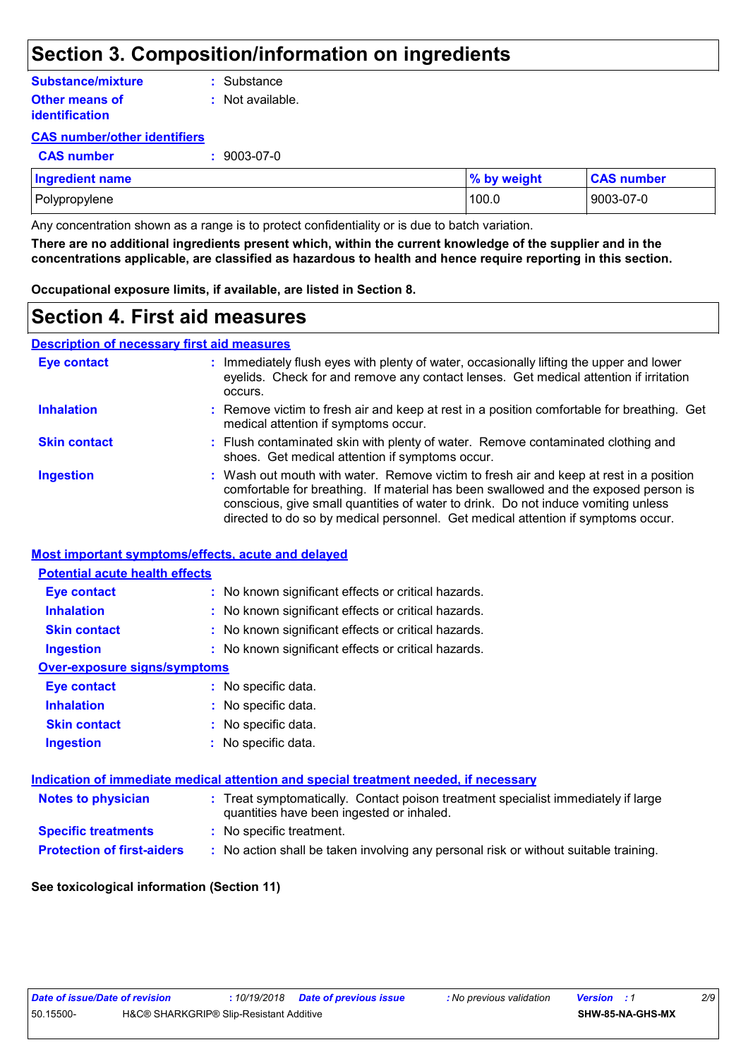# Section 3. Composition/information on ingredients

**Substance/mixture** : Substance

**Other means of identification** : Not available.

**CAS number/other identifiers**

**CAS number** : 9003-07-0

| Ingredient name | % by weight | CAS number |
|---|---|---|
| Polypropylene | 100.0 | 9003-07-0 |

Any concentration shown as a range is to protect confidentiality or is due to batch variation.

**There are no additional ingredients present which, within the current knowledge of the supplier and in the concentrations applicable, are classified as hazardous to health and hence require reporting in this section.**

**Occupational exposure limits, if available, are listed in Section 8.**

# Section 4. First aid measures

**Description of necessary first aid measures**

**Eye contact** : Immediately flush eyes with plenty of water, occasionally lifting the upper and lower eyelids. Check for and remove any contact lenses. Get medical attention if irritation occurs.

**Inhalation** : Remove victim to fresh air and keep at rest in a position comfortable for breathing. Get medical attention if symptoms occur.

**Skin contact** : Flush contaminated skin with plenty of water. Remove contaminated clothing and shoes. Get medical attention if symptoms occur.

**Ingestion** : Wash out mouth with water. Remove victim to fresh air and keep at rest in a position comfortable for breathing. If material has been swallowed and the exposed person is conscious, give small quantities of water to drink. Do not induce vomiting unless directed to do so by medical personnel. Get medical attention if symptoms occur.

**Most important symptoms/effects, acute and delayed**

**Potential acute health effects**

**Eye contact** : No known significant effects or critical hazards.

**Inhalation** : No known significant effects or critical hazards.

**Skin contact** : No known significant effects or critical hazards.

**Ingestion** : No known significant effects or critical hazards.

**Over-exposure signs/symptoms**

**Eye contact** : No specific data.

**Inhalation** : No specific data.

**Skin contact** : No specific data.

**Ingestion** : No specific data.

**Indication of immediate medical attention and special treatment needed, if necessary**

**Notes to physician** : Treat symptomatically. Contact poison treatment specialist immediately if large quantities have been ingested or inhaled.

**Specific treatments** : No specific treatment.

**Protection of first-aiders** : No action shall be taken involving any personal risk or without suitable training.

**See toxicological information (Section 11)**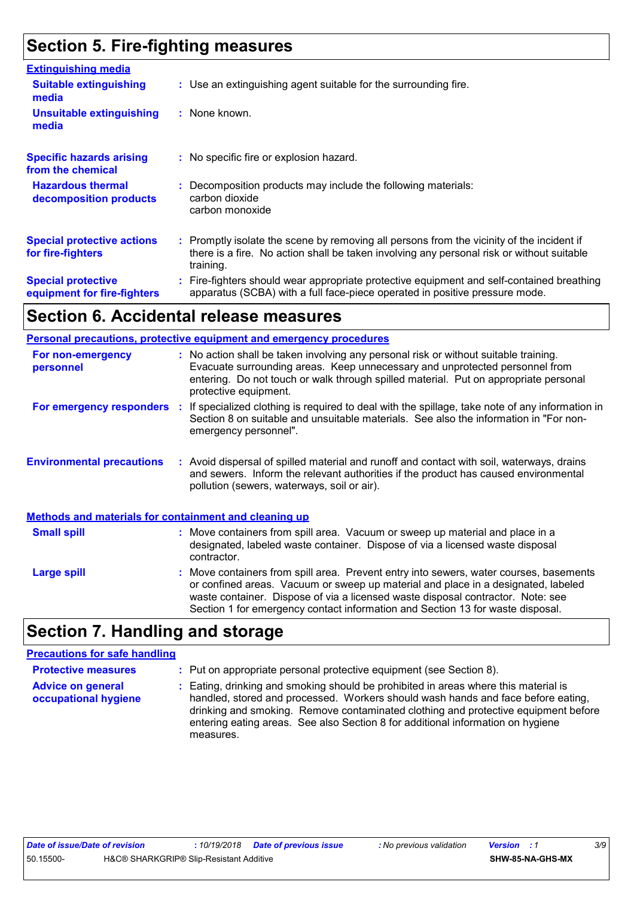# Section 5. Fire-fighting measures

**Extinguishing media**

| | |
|---|---|
| **Suitable extinguishing media** | : Use an extinguishing agent suitable for the surrounding fire. |
| **Unsuitable extinguishing media** | : None known. |
| **Specific hazards arising from the chemical** | : No specific fire or explosion hazard. |
| **Hazardous thermal decomposition products** | : Decomposition products may include the following materials: carbon dioxide carbon monoxide |
| **Special protective actions for fire-fighters** | : Promptly isolate the scene by removing all persons from the vicinity of the incident if there is a fire. No action shall be taken involving any personal risk or without suitable training. |
| **Special protective equipment for fire-fighters** | : Fire-fighters should wear appropriate protective equipment and self-contained breathing apparatus (SCBA) with a full face-piece operated in positive pressure mode. |

# Section 6. Accidental release measures

**Personal precautions, protective equipment and emergency procedures**

| | |
|---|---|
| **For non-emergency personnel** | : No action shall be taken involving any personal risk or without suitable training. Evacuate surrounding areas. Keep unnecessary and unprotected personnel from entering. Do not touch or walk through spilled material. Put on appropriate personal protective equipment. |
| **For emergency responders** | : If specialized clothing is required to deal with the spillage, take note of any information in Section 8 on suitable and unsuitable materials. See also the information in "For non-emergency personnel". |
| **Environmental precautions** | : Avoid dispersal of spilled material and runoff and contact with soil, waterways, drains and sewers. Inform the relevant authorities if the product has caused environmental pollution (sewers, waterways, soil or air). |

**Methods and materials for containment and cleaning up**

| | |
|---|---|
| **Small spill** | : Move containers from spill area. Vacuum or sweep up material and place in a designated, labeled waste container. Dispose of via a licensed waste disposal contractor. |
| **Large spill** | : Move containers from spill area. Prevent entry into sewers, water courses, basements or confined areas. Vacuum or sweep up material and place in a designated, labeled waste container. Dispose of via a licensed waste disposal contractor. Note: see Section 1 for emergency contact information and Section 13 for waste disposal. |

# Section 7. Handling and storage

**Precautions for safe handling**

| | |
|---|---|
| **Protective measures** | : Put on appropriate personal protective equipment (see Section 8). |
| **Advice on general occupational hygiene** | : Eating, drinking and smoking should be prohibited in areas where this material is handled, stored and processed. Workers should wash hands and face before eating, drinking and smoking. Remove contaminated clothing and protective equipment before entering eating areas. See also Section 8 for additional information on hygiene measures. |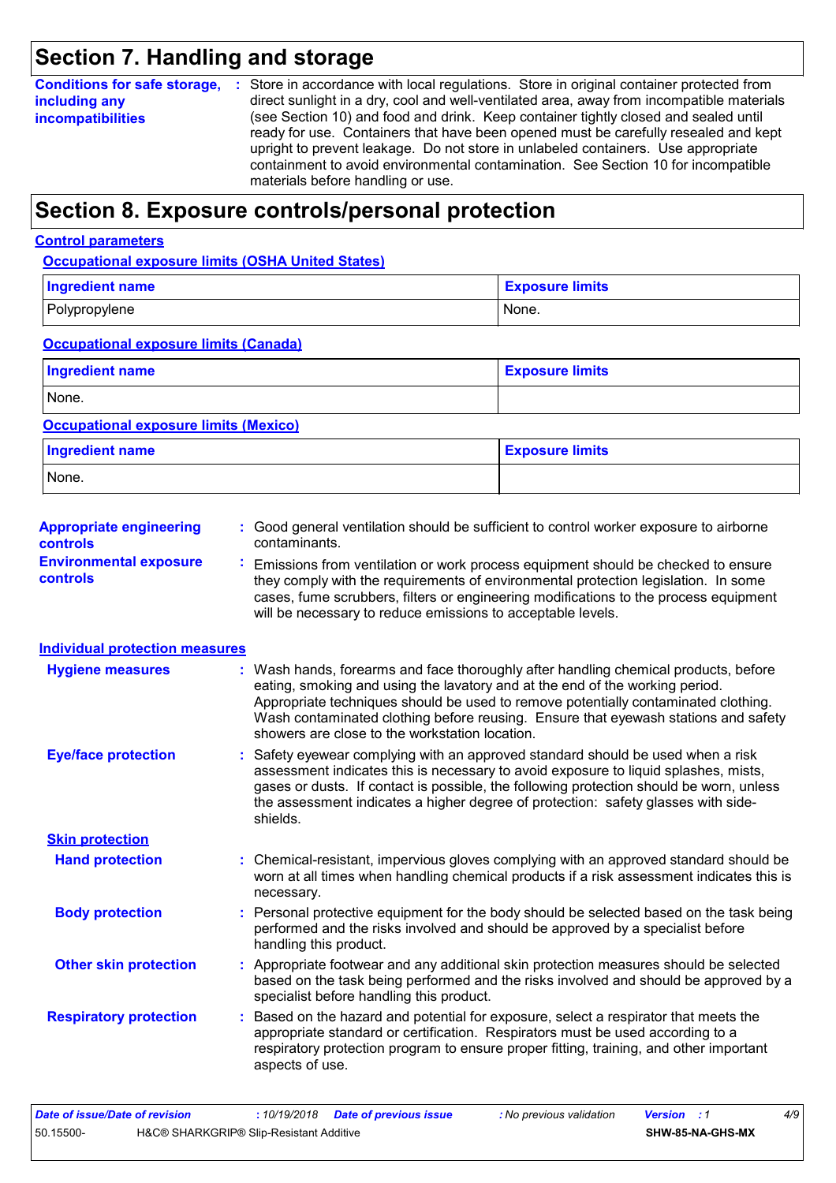## Section 7. Handling and storage

**Conditions for safe storage, including any incompatibilities** : Store in accordance with local regulations. Store in original container protected from direct sunlight in a dry, cool and well-ventilated area, away from incompatible materials (see Section 10) and food and drink. Keep container tightly closed and sealed until ready for use. Containers that have been opened must be carefully resealed and kept upright to prevent leakage. Do not store in unlabeled containers. Use appropriate containment to avoid environmental contamination. See Section 10 for incompatible materials before handling or use.

## Section 8. Exposure controls/personal protection

### Control parameters

#### Occupational exposure limits (OSHA United States)

| Ingredient name | Exposure limits |
|---|---|
| Polypropylene | None. |

#### Occupational exposure limits (Canada)

| Ingredient name | Exposure limits |
|---|---|
| None. | |

#### Occupational exposure limits (Mexico)

| Ingredient name | Exposure limits |
|---|---|
| None. | |

**Appropriate engineering controls** : Good general ventilation should be sufficient to control worker exposure to airborne contaminants.

**Environmental exposure controls** : Emissions from ventilation or work process equipment should be checked to ensure they comply with the requirements of environmental protection legislation. In some cases, fume scrubbers, filters or engineering modifications to the process equipment will be necessary to reduce emissions to acceptable levels.

### Individual protection measures

**Hygiene measures** : Wash hands, forearms and face thoroughly after handling chemical products, before eating, smoking and using the lavatory and at the end of the working period. Appropriate techniques should be used to remove potentially contaminated clothing. Wash contaminated clothing before reusing. Ensure that eyewash stations and safety showers are close to the workstation location.

**Eye/face protection** : Safety eyewear complying with an approved standard should be used when a risk assessment indicates this is necessary to avoid exposure to liquid splashes, mists, gases or dusts. If contact is possible, the following protection should be worn, unless the assessment indicates a higher degree of protection: safety glasses with side-shields.

#### Skin protection

**Hand protection** : Chemical-resistant, impervious gloves complying with an approved standard should be worn at all times when handling chemical products if a risk assessment indicates this is necessary.

**Body protection** : Personal protective equipment for the body should be selected based on the task being performed and the risks involved and should be approved by a specialist before handling this product.

**Other skin protection** : Appropriate footwear and any additional skin protection measures should be selected based on the task being performed and the risks involved and should be approved by a specialist before handling this product.

**Respiratory protection** : Based on the hazard and potential for exposure, select a respirator that meets the appropriate standard or certification. Respirators must be used according to a respiratory protection program to ensure proper fitting, training, and other important aspects of use.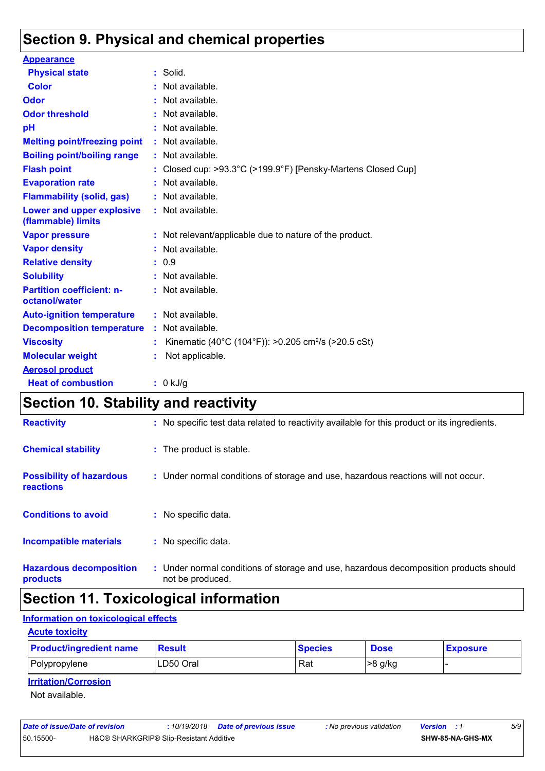# Section 9. Physical and chemical properties

**Appearance**

| | |
|---|---|
| **Physical state** | : Solid. |
| **Color** | : Not available. |
| **Odor** | : Not available. |
| **Odor threshold** | : Not available. |
| **pH** | : Not available. |
| **Melting point/freezing point** | : Not available. |
| **Boiling point/boiling range** | : Not available. |
| **Flash point** | : Closed cup: >93.3°C (>199.9°F) [Pensky-Martens Closed Cup] |
| **Evaporation rate** | : Not available. |
| **Flammability (solid, gas)** | : Not available. |
| **Lower and upper explosive (flammable) limits** | : Not available. |
| **Vapor pressure** | : Not relevant/applicable due to nature of the product. |
| **Vapor density** | : Not available. |
| **Relative density** | : 0.9 |
| **Solubility** | : Not available. |
| **Partition coefficient: n-octanol/water** | : Not available. |
| **Auto-ignition temperature** | : Not available. |
| **Decomposition temperature** | : Not available. |
| **Viscosity** | : Kinematic (40°C (104°F)): >0.205 $cm^2/s$ (>20.5 cSt) |
| **Molecular weight** | : Not applicable. |

**Aerosol product**

| | |
|---|---|
| **Heat of combustion** | : 0 kJ/g |

# Section 10. Stability and reactivity

| | |
|---|---|
| **Reactivity** | : No specific test data related to reactivity available for this product or its ingredients. |
| **Chemical stability** | : The product is stable. |
| **Possibility of hazardous reactions** | : Under normal conditions of storage and use, hazardous reactions will not occur. |
| **Conditions to avoid** | : No specific data. |
| **Incompatible materials** | : No specific data. |
| **Hazardous decomposition products** | : Under normal conditions of storage and use, hazardous decomposition products should not be produced. |

# Section 11. Toxicological information

**Information on toxicological effects**

**Acute toxicity**

| Product/ingredient name | Result | Species | Dose | Exposure |
|---|---|---|---|---|
| Polypropylene | LD50 Oral | Rat | >8 g/kg | - |

**Irritation/Corrosion**

Not available.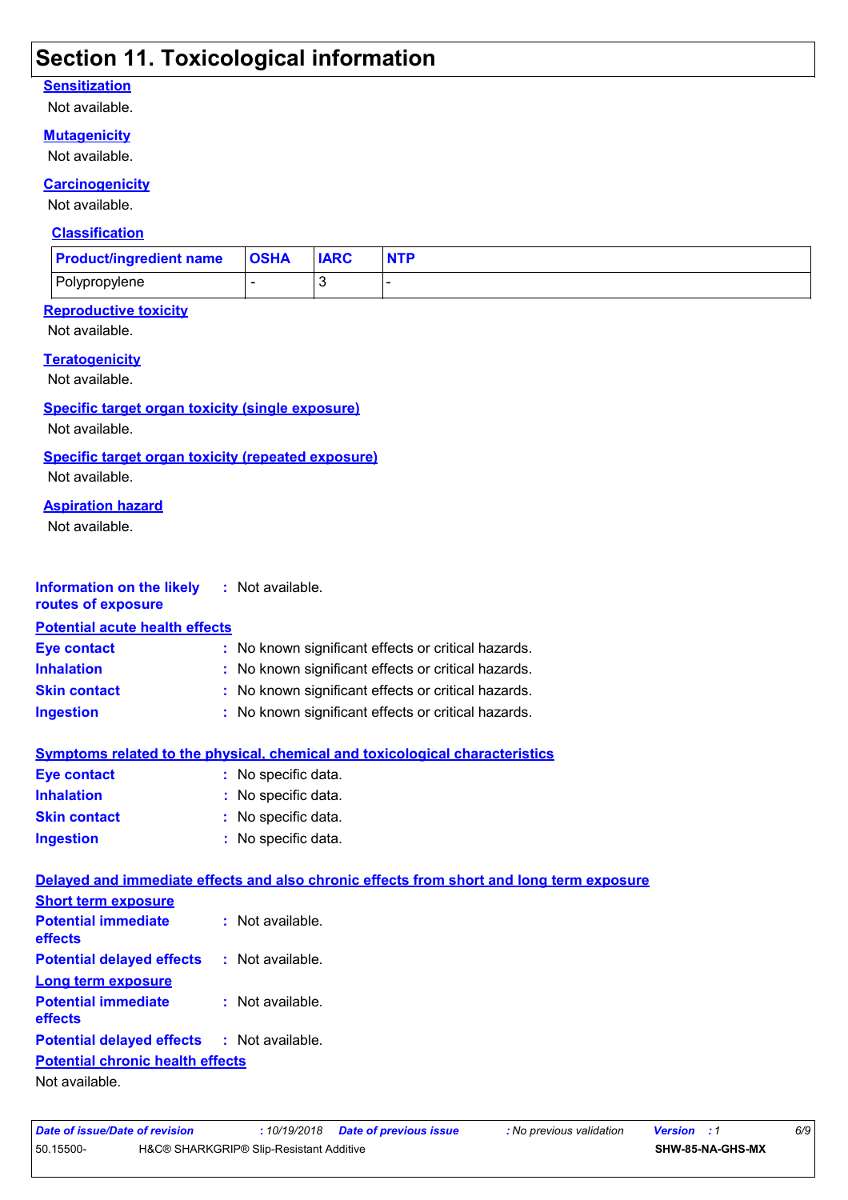# Section 11. Toxicological information

**Sensitization**

Not available.

**Mutagenicity**

Not available.

**Carcinogenicity**

Not available.

**Classification**

| Product/ingredient name | OSHA | IARC | NTP |
|---|---|---|---|
| Polypropylene | - | 3 | - |

**Reproductive toxicity**

Not available.

**Teratogenicity**

Not available.

**Specific target organ toxicity (single exposure)**

Not available.

**Specific target organ toxicity (repeated exposure)**

Not available.

**Aspiration hazard**

Not available.

**Information on the likely routes of exposure** : Not available.

**Potential acute health effects**

**Eye contact** : No known significant effects or critical hazards.
**Inhalation** : No known significant effects or critical hazards.
**Skin contact** : No known significant effects or critical hazards.
**Ingestion** : No known significant effects or critical hazards.

**Symptoms related to the physical, chemical and toxicological characteristics**

**Eye contact** : No specific data.
**Inhalation** : No specific data.
**Skin contact** : No specific data.
**Ingestion** : No specific data.

**Delayed and immediate effects and also chronic effects from short and long term exposure**

**Short term exposure**

**Potential immediate effects** : Not available.
**Potential delayed effects** : Not available.

**Long term exposure**

**Potential immediate effects** : Not available.
**Potential delayed effects** : Not available.

**Potential chronic health effects**

Not available.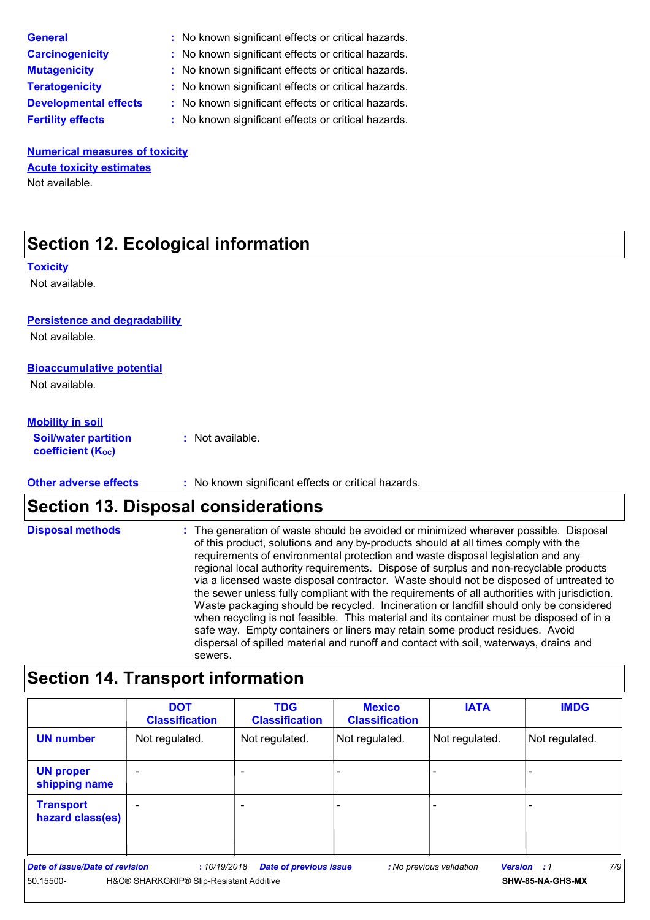**General** : No known significant effects or critical hazards.

**Carcinogenicity** : No known significant effects or critical hazards.

**Mutagenicity** : No known significant effects or critical hazards.

**Teratogenicity** : No known significant effects or critical hazards.

**Developmental effects** : No known significant effects or critical hazards.

**Fertility effects** : No known significant effects or critical hazards.

**Numerical measures of toxicity**

**Acute toxicity estimates**

Not available.

## Section 12. Ecological information

**Toxicity**

Not available.

**Persistence and degradability**

Not available.

**Bioaccumulative potential**

Not available.

**Mobility in soil**

**Soil/water partition coefficient ($K_{OC}$)** : Not available.

**Other adverse effects** : No known significant effects or critical hazards.

## Section 13. Disposal considerations

**Disposal methods** : The generation of waste should be avoided or minimized wherever possible. Disposal of this product, solutions and any by-products should at all times comply with the requirements of environmental protection and waste disposal legislation and any regional local authority requirements. Dispose of surplus and non-recyclable products via a licensed waste disposal contractor. Waste should not be disposed of untreated to the sewer unless fully compliant with the requirements of all authorities with jurisdiction. Waste packaging should be recycled. Incineration or landfill should only be considered when recycling is not feasible. This material and its container must be disposed of in a safe way. Empty containers or liners may retain some product residues. Avoid dispersal of spilled material and runoff and contact with soil, waterways, drains and sewers.

## Section 14. Transport information

| | DOT Classification | TDG Classification | Mexico Classification | IATA | IMDG |
|---|---|---|---|---|---|
| **UN number** | Not regulated. | Not regulated. | Not regulated. | Not regulated. | Not regulated. |
| **UN proper shipping name** | - | - | - | - | - |
| **Transport hazard class(es)** | - | - | - | - | - |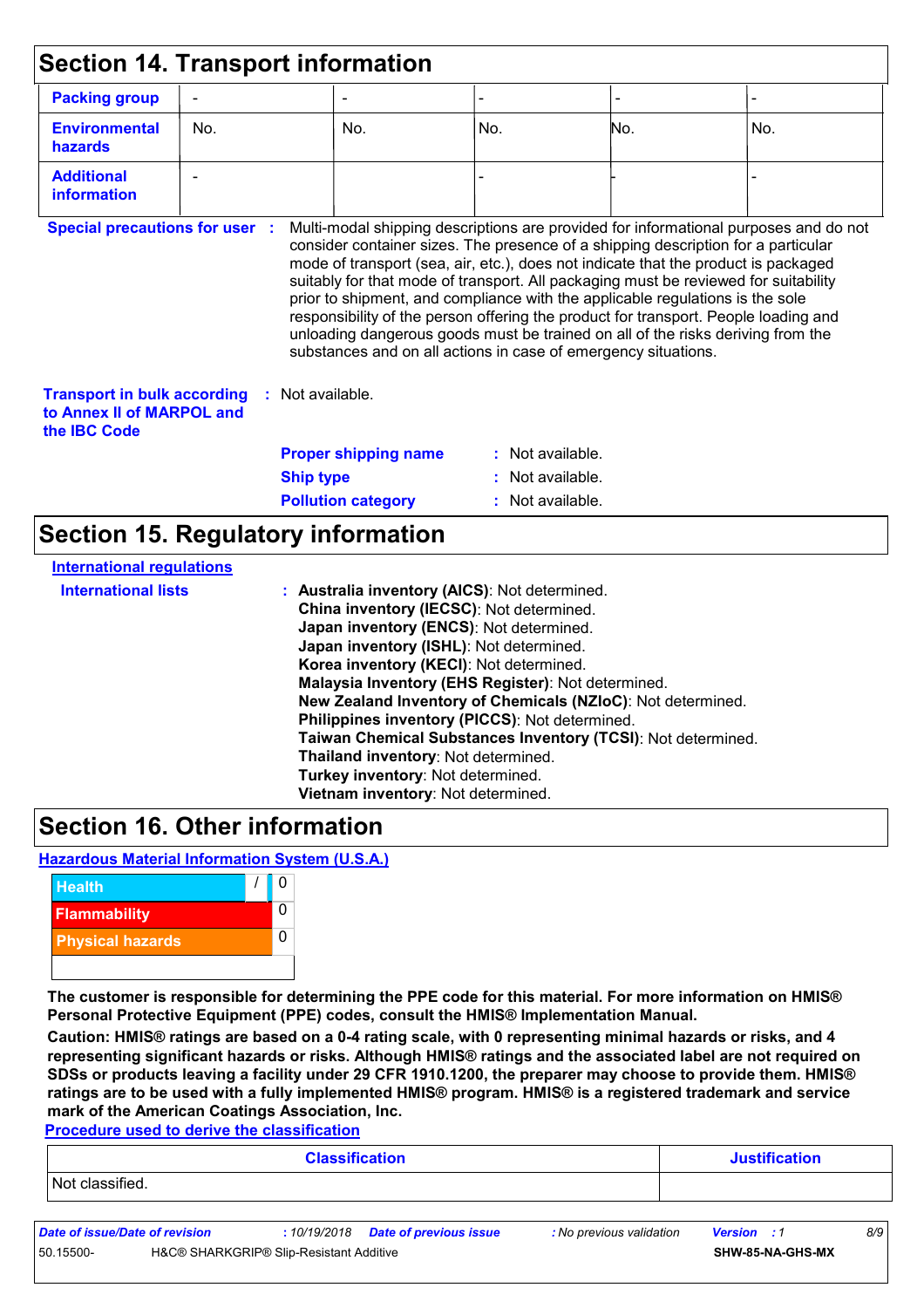## Section 14. Transport information

| Packing group | - | - | - | - | - |
|---|---|---|---|---|---|
| Environmental hazards | No. | No. | No. | No. | No. |
| Additional information | - | | - | - | - |

**Special precautions for user** : Multi-modal shipping descriptions are provided for informational purposes and do not consider container sizes. The presence of a shipping description for a particular mode of transport (sea, air, etc.), does not indicate that the product is packaged suitably for that mode of transport. All packaging must be reviewed for suitability prior to shipment, and compliance with the applicable regulations is the sole responsibility of the person offering the product for transport. People loading and unloading dangerous goods must be trained on all of the risks deriving from the substances and on all actions in case of emergency situations.

**Transport in bulk according to Annex II of MARPOL and the IBC Code** : Not available.

**Proper shipping name** : Not available.

**Ship type** : Not available.

**Pollution category** : Not available.

## Section 15. Regulatory information

**International regulations**

**International lists** :
**Australia inventory (AICS)**: Not determined.
**China inventory (IECSC)**: Not determined.
**Japan inventory (ENCS)**: Not determined.
**Japan inventory (ISHL)**: Not determined.
**Korea inventory (KECI)**: Not determined.
**Malaysia Inventory (EHS Register)**: Not determined.
**New Zealand Inventory of Chemicals (NZIoC)**: Not determined.
**Philippines inventory (PICCS)**: Not determined.
**Taiwan Chemical Substances Inventory (TCSI)**: Not determined.
**Thailand inventory**: Not determined.
**Turkey inventory**: Not determined.
**Vietnam inventory**: Not determined.

## Section 16. Other information

**Hazardous Material Information System (U.S.A.)**

| | | |
|---|---|---|
| Health | / | 0 |
| Flammability | | 0 |
| Physical hazards | | 0 |
| | | |

**The customer is responsible for determining the PPE code for this material. For more information on HMIS® Personal Protective Equipment (PPE) codes, consult the HMIS® Implementation Manual.**

**Caution: HMIS® ratings are based on a 0-4 rating scale, with 0 representing minimal hazards or risks, and 4 representing significant hazards or risks. Although HMIS® ratings and the associated label are not required on SDSs or products leaving a facility under 29 CFR 1910.1200, the preparer may choose to provide them. HMIS® ratings are to be used with a fully implemented HMIS® program. HMIS® is a registered trademark and service mark of the American Coatings Association, Inc.**

**Procedure used to derive the classification**

| Classification | Justification |
|---|---|
| Not classified. | |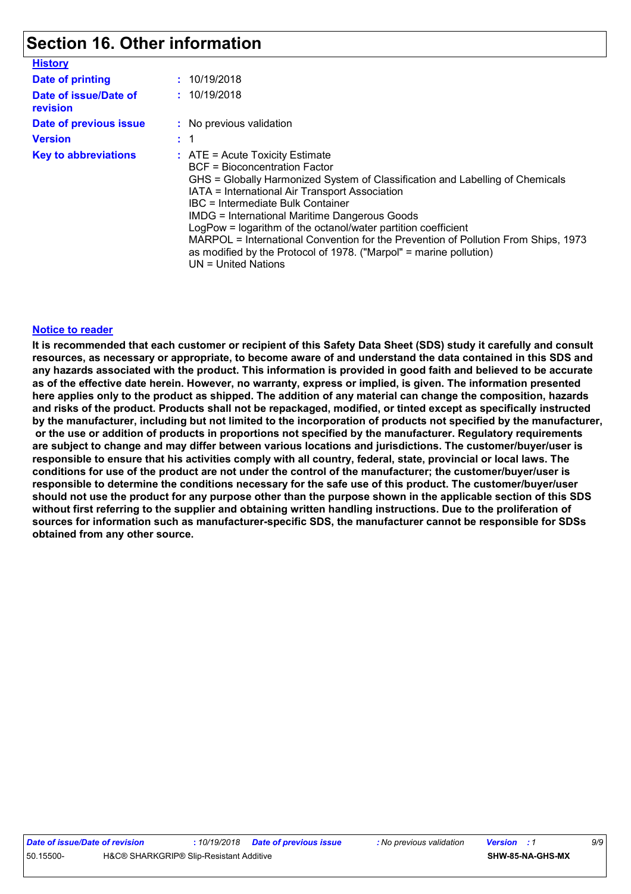# Section 16. Other information

### History

**Date of printing** : 10/19/2018

**Date of issue/Date of revision** : 10/19/2018

**Date of previous issue** : No previous validation

**Version** : 1

**Key to abbreviations** : ATE = Acute Toxicity Estimate
BCF = Bioconcentration Factor
GHS = Globally Harmonized System of Classification and Labelling of Chemicals
IATA = International Air Transport Association
IBC = Intermediate Bulk Container
IMDG = International Maritime Dangerous Goods
LogPow = logarithm of the octanol/water partition coefficient
MARPOL = International Convention for the Prevention of Pollution From Ships, 1973 as modified by the Protocol of 1978. ("Marpol" = marine pollution)
UN = United Nations

### Notice to reader

**It is recommended that each customer or recipient of this Safety Data Sheet (SDS) study it carefully and consult resources, as necessary or appropriate, to become aware of and understand the data contained in this SDS and any hazards associated with the product. This information is provided in good faith and believed to be accurate as of the effective date herein. However, no warranty, express or implied, is given. The information presented here applies only to the product as shipped. The addition of any material can change the composition, hazards and risks of the product. Products shall not be repackaged, modified, or tinted except as specifically instructed by the manufacturer, including but not limited to the incorporation of products not specified by the manufacturer, or the use or addition of products in proportions not specified by the manufacturer. Regulatory requirements are subject to change and may differ between various locations and jurisdictions. The customer/buyer/user is responsible to ensure that his activities comply with all country, federal, state, provincial or local laws. The conditions for use of the product are not under the control of the manufacturer; the customer/buyer/user is responsible to determine the conditions necessary for the safe use of this product. The customer/buyer/user should not use the product for any purpose other than the purpose shown in the applicable section of this SDS without first referring to the supplier and obtaining written handling instructions. Due to the proliferation of sources for information such as manufacturer-specific SDS, the manufacturer cannot be responsible for SDSs obtained from any other source.**